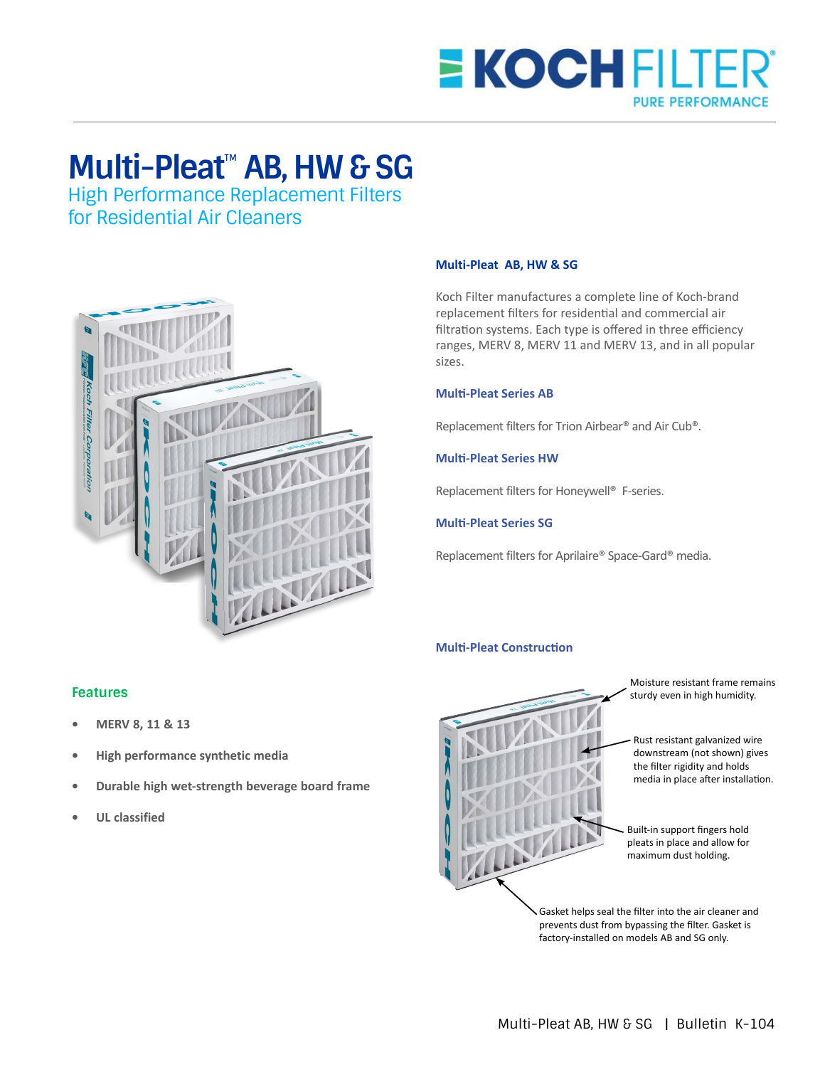# Multi-Pleat™ AB, HW & SG

## High Performance Replacement Filters for Residential Air Cleaners

### Multi-Pleat AB, HW & SG

Koch Filter manufactures a complete line of Koch-brand replacement filters for residential and commercial air filtration systems. Each type is offered in three efficiency ranges, MERV 8, MERV 11 and MERV 13, and in all popular sizes.

### Multi-Pleat Series AB

Replacement filters for Trion Airbear® and Air Cub®.

### Multi-Pleat Series HW

Replacement filters for Honeywell® F-series.

### Multi-Pleat Series SG

Replacement filters for Aprilaire® Space-Gard® media.

### Features

- **MERV 8, 11 & 13**
- **High performance synthetic media**
- **Durable high wet-strength beverage board frame**
- **UL classified**

### Multi-Pleat Construction

Moisture resistant frame remains sturdy even in high humidity.

Rust resistant galvanized wire downstream (not shown) gives the filter rigidity and holds media in place after installation.

Built-in support fingers hold pleats in place and allow for maximum dust holding.

Gasket helps seal the filter into the air cleaner and prevents dust from bypassing the filter. Gasket is factory-installed on models AB and SG only.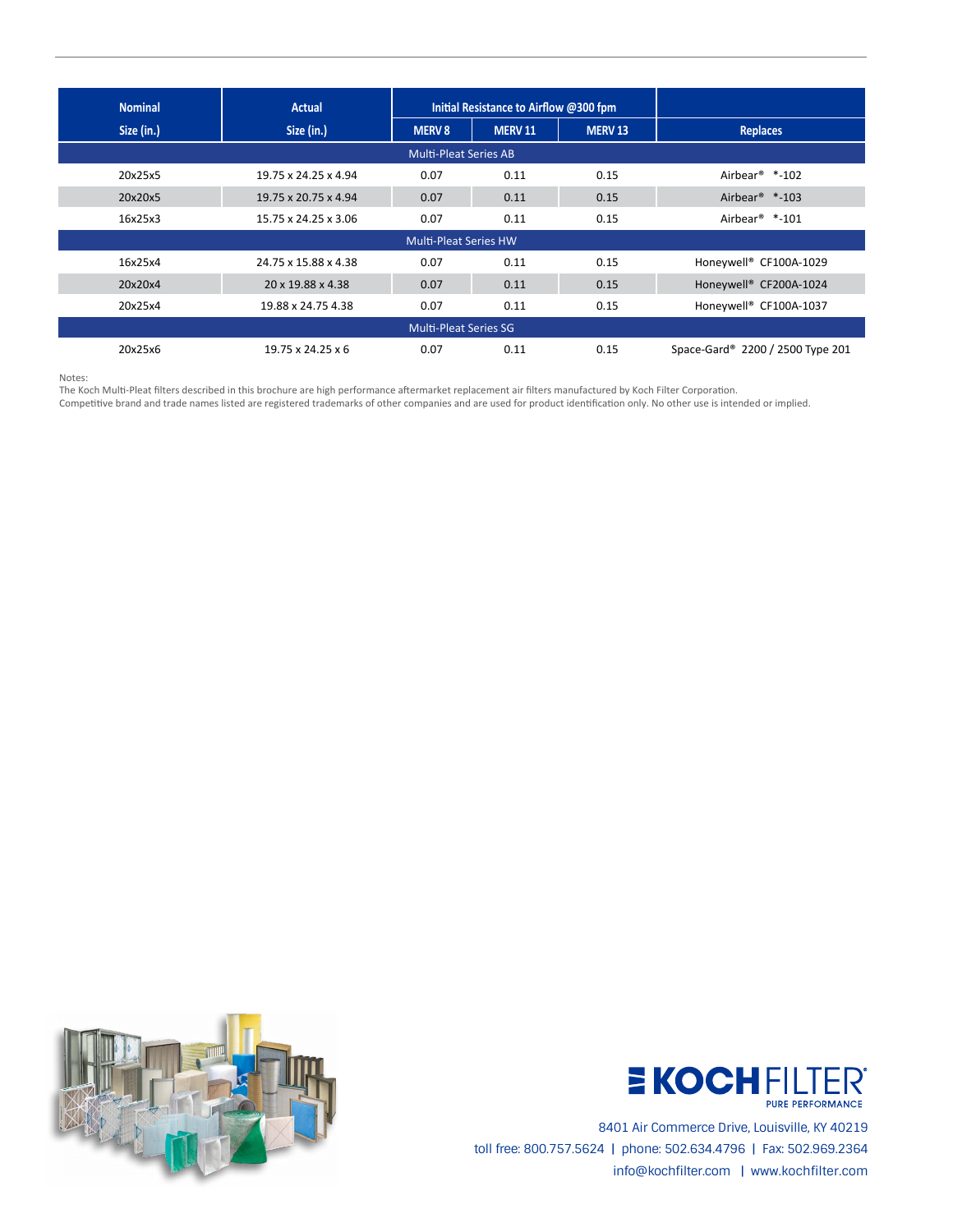| Nominal Size (in.) | Actual Size (in.) | Initial Resistance to Airflow @300 fpm | | | Replaces |
|---|---|---|---|---|---|
| | | MERV 8 | MERV 11 | MERV 13 | |
| Multi-Pleat Series AB | | | | | |
| 20x25x5 | 19.75 x 24.25 x 4.94 | 0.07 | 0.11 | 0.15 | Airbear® *-102 |
| 20x20x5 | 19.75 x 20.75 x 4.94 | 0.07 | 0.11 | 0.15 | Airbear® *-103 |
| 16x25x3 | 15.75 x 24.25 x 3.06 | 0.07 | 0.11 | 0.15 | Airbear® *-101 |
| Multi-Pleat Series HW | | | | | |
| 16x25x4 | 24.75 x 15.88 x 4.38 | 0.07 | 0.11 | 0.15 | Honeywell® CF100A-1029 |
| 20x20x4 | 20 x 19.88 x 4.38 | 0.07 | 0.11 | 0.15 | Honeywell® CF200A-1024 |
| 20x25x4 | 19.88 x 24.75 4.38 | 0.07 | 0.11 | 0.15 | Honeywell® CF100A-1037 |
| Multi-Pleat Series SG | | | | | |
| 20x25x6 | 19.75 x 24.25 x 6 | 0.07 | 0.11 | 0.15 | Space-Gard® 2200 / 2500 Type 201 |

Notes:
The Koch Multi-Pleat filters described in this brochure are high performance aftermarket replacement air filters manufactured by Koch Filter Corporation.
Competitive brand and trade names listed are registered trademarks of other companies and are used for product identification only. No other use is intended or implied.

KOCH FILTER®
PURE PERFORMANCE

8401 Air Commerce Drive, Louisville, KY 40219
toll free: 800.757.5624 | phone: 502.634.4796 | Fax: 502.969.2364
info@kochfilter.com | www.kochfilter.com